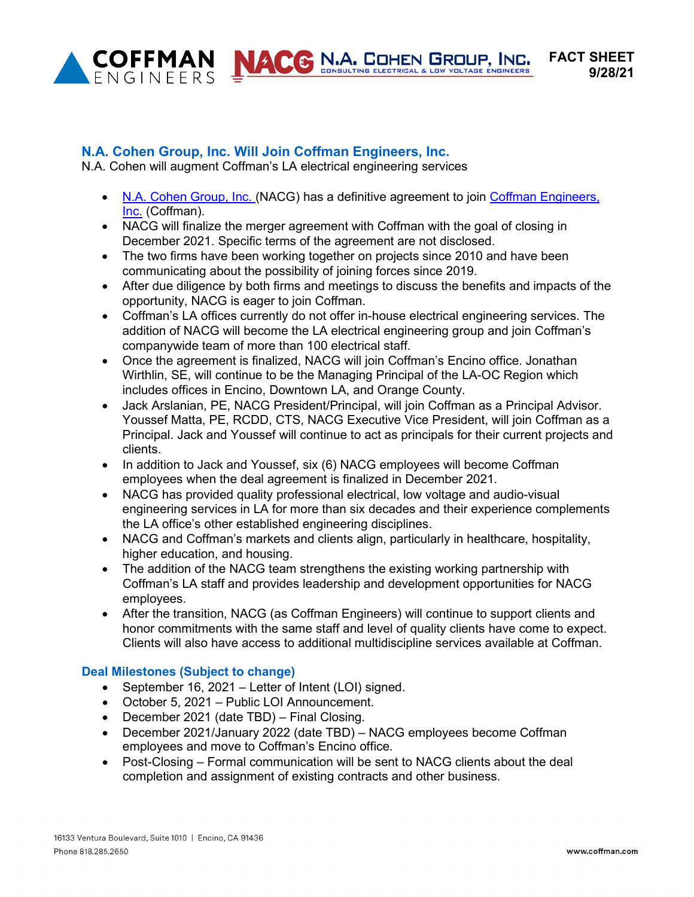**COFFMAN ENGINEERS** | **NACG N.A. COHEN GROUP, INC.** CONSULTING ELECTRICAL & LOW VOLTAGE ENGINEERS

**FACT SHEET**
**9/28/21**

## N.A. Cohen Group, Inc. Will Join Coffman Engineers, Inc.

N.A. Cohen will augment Coffman's LA electrical engineering services

- N.A. Cohen Group, Inc. (NACG) has a definitive agreement to join Coffman Engineers, Inc. (Coffman).
- NACG will finalize the merger agreement with Coffman with the goal of closing in December 2021. Specific terms of the agreement are not disclosed.
- The two firms have been working together on projects since 2010 and have been communicating about the possibility of joining forces since 2019.
- After due diligence by both firms and meetings to discuss the benefits and impacts of the opportunity, NACG is eager to join Coffman.
- Coffman's LA offices currently do not offer in-house electrical engineering services. The addition of NACG will become the LA electrical engineering group and join Coffman's companywide team of more than 100 electrical staff.
- Once the agreement is finalized, NACG will join Coffman's Encino office. Jonathan Wirthlin, SE, will continue to be the Managing Principal of the LA-OC Region which includes offices in Encino, Downtown LA, and Orange County.
- Jack Arslanian, PE, NACG President/Principal, will join Coffman as a Principal Advisor. Youssef Matta, PE, RCDD, CTS, NACG Executive Vice President, will join Coffman as a Principal. Jack and Youssef will continue to act as principals for their current projects and clients.
- In addition to Jack and Youssef, six (6) NACG employees will become Coffman employees when the deal agreement is finalized in December 2021.
- NACG has provided quality professional electrical, low voltage and audio-visual engineering services in LA for more than six decades and their experience complements the LA office's other established engineering disciplines.
- NACG and Coffman's markets and clients align, particularly in healthcare, hospitality, higher education, and housing.
- The addition of the NACG team strengthens the existing working partnership with Coffman's LA staff and provides leadership and development opportunities for NACG employees.
- After the transition, NACG (as Coffman Engineers) will continue to support clients and honor commitments with the same staff and level of quality clients have come to expect. Clients will also have access to additional multidiscipline services available at Coffman.

### Deal Milestones (Subject to change)

- September 16, 2021 – Letter of Intent (LOI) signed.
- October 5, 2021 – Public LOI Announcement.
- December 2021 (date TBD) – Final Closing.
- December 2021/January 2022 (date TBD) – NACG employees become Coffman employees and move to Coffman's Encino office.
- Post-Closing – Formal communication will be sent to NACG clients about the deal completion and assignment of existing contracts and other business.

16133 Ventura Boulevard, Suite 1010 | Encino, CA 91436
Phone 818.285.2650
www.coffman.com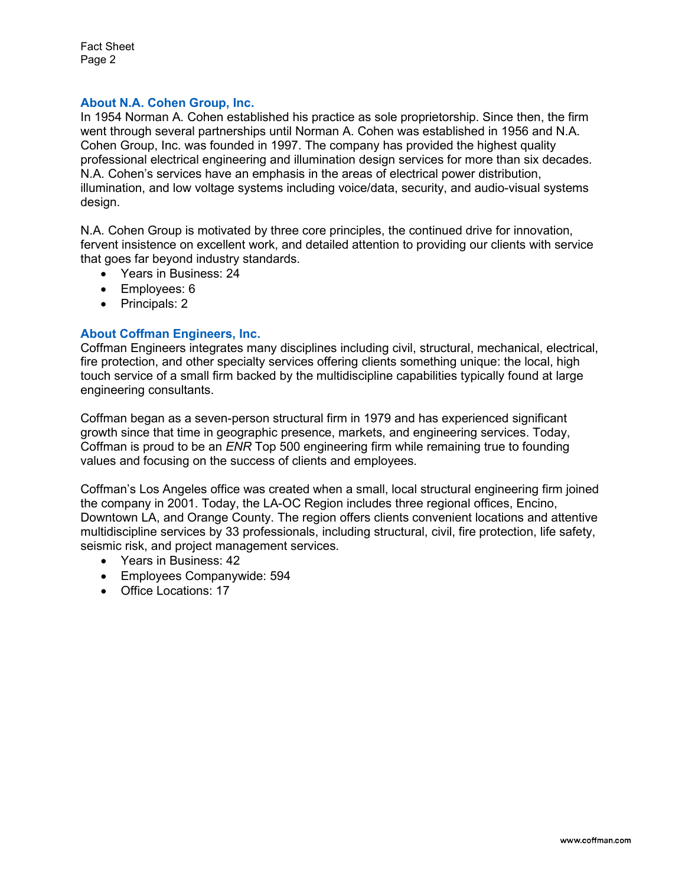## About N.A. Cohen Group, Inc.

In 1954 Norman A. Cohen established his practice as sole proprietorship. Since then, the firm went through several partnerships until Norman A. Cohen was established in 1956 and N.A. Cohen Group, Inc. was founded in 1997. The company has provided the highest quality professional electrical engineering and illumination design services for more than six decades. N.A. Cohen's services have an emphasis in the areas of electrical power distribution, illumination, and low voltage systems including voice/data, security, and audio-visual systems design.

N.A. Cohen Group is motivated by three core principles, the continued drive for innovation, fervent insistence on excellent work, and detailed attention to providing our clients with service that goes far beyond industry standards.

- Years in Business: 24
- Employees: 6
- Principals: 2

## About Coffman Engineers, Inc.

Coffman Engineers integrates many disciplines including civil, structural, mechanical, electrical, fire protection, and other specialty services offering clients something unique: the local, high touch service of a small firm backed by the multidiscipline capabilities typically found at large engineering consultants.

Coffman began as a seven-person structural firm in 1979 and has experienced significant growth since that time in geographic presence, markets, and engineering services. Today, Coffman is proud to be an *ENR* Top 500 engineering firm while remaining true to founding values and focusing on the success of clients and employees.

Coffman's Los Angeles office was created when a small, local structural engineering firm joined the company in 2001. Today, the LA-OC Region includes three regional offices, Encino, Downtown LA, and Orange County. The region offers clients convenient locations and attentive multidiscipline services by 33 professionals, including structural, civil, fire protection, life safety, seismic risk, and project management services.

- Years in Business: 42
- Employees Companywide: 594
- Office Locations: 17